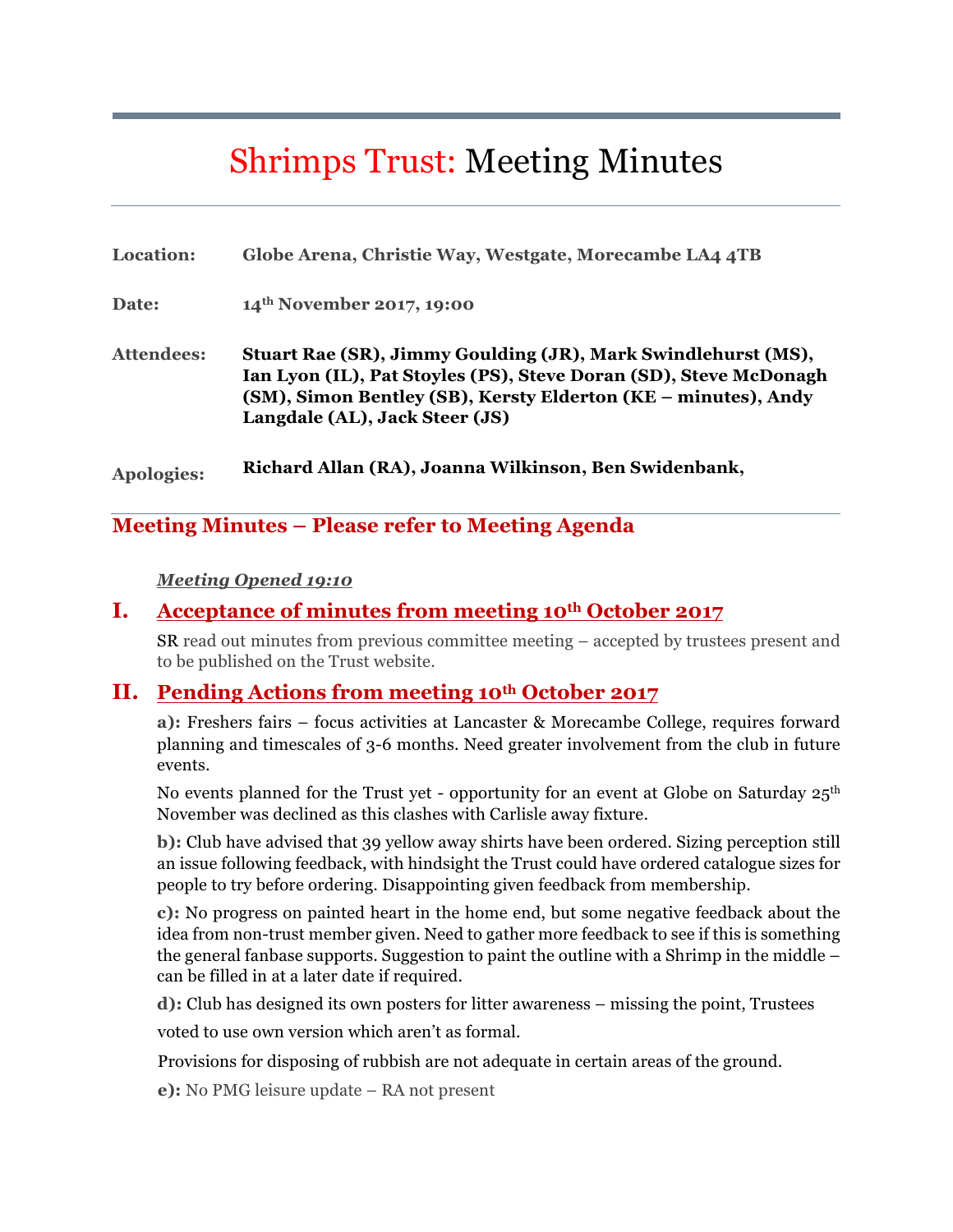# Shrimps Trust: Meeting Minutes

**Location:** **Globe Arena, Christie Way, Westgate, Morecambe LA4 4TB**

**Date:** **14th November 2017, 19:00**

**Attendees:** **Stuart Rae (SR), Jimmy Goulding (JR), Mark Swindlehurst (MS), Ian Lyon (IL), Pat Stoyles (PS), Steve Doran (SD), Steve McDonagh (SM), Simon Bentley (SB), Kersty Elderton (KE – minutes), Andy Langdale (AL), Jack Steer (JS)**

**Apologies:** **Richard Allan (RA), Joanna Wilkinson, Ben Swidenbank,**

## Meeting Minutes – Please refer to Meeting Agenda

***Meeting Opened 19:10***

## I. Acceptance of minutes from meeting 10th October 2017

SR read out minutes from previous committee meeting – accepted by trustees present and to be published on the Trust website.

## II. Pending Actions from meeting 10th October 2017

**a):** Freshers fairs – focus activities at Lancaster & Morecambe College, requires forward planning and timescales of 3-6 months. Need greater involvement from the club in future events.

No events planned for the Trust yet - opportunity for an event at Globe on Saturday 25th November was declined as this clashes with Carlisle away fixture.

**b):** Club have advised that 39 yellow away shirts have been ordered. Sizing perception still an issue following feedback, with hindsight the Trust could have ordered catalogue sizes for people to try before ordering. Disappointing given feedback from membership.

**c):** No progress on painted heart in the home end, but some negative feedback about the idea from non-trust member given. Need to gather more feedback to see if this is something the general fanbase supports. Suggestion to paint the outline with a Shrimp in the middle – can be filled in at a later date if required.

**d):** Club has designed its own posters for litter awareness – missing the point, Trustees voted to use own version which aren't as formal.

Provisions for disposing of rubbish are not adequate in certain areas of the ground.

**e):** No PMG leisure update – RA not present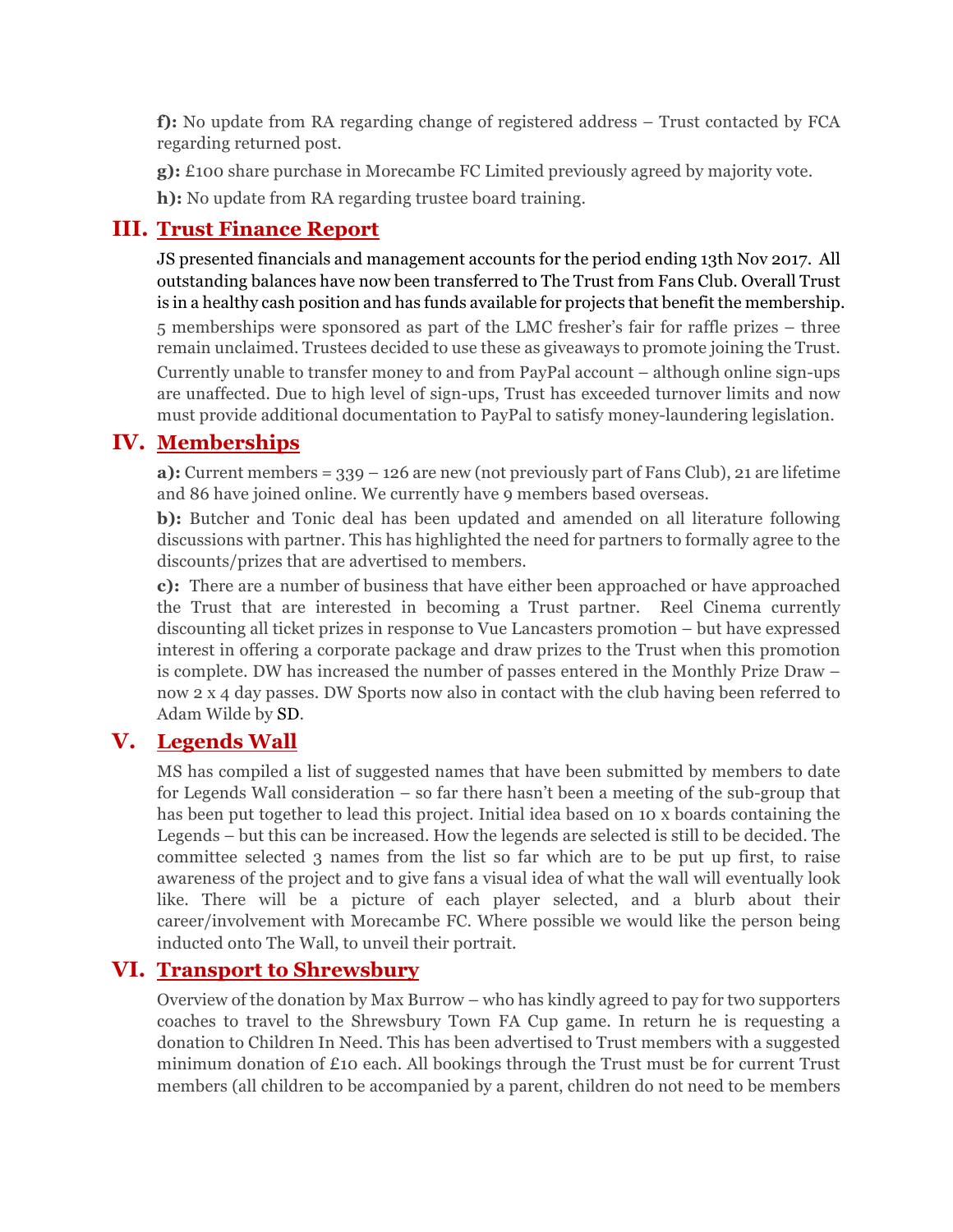**f):** No update from RA regarding change of registered address – Trust contacted by FCA regarding returned post.

**g):** £100 share purchase in Morecambe FC Limited previously agreed by majority vote.

**h):** No update from RA regarding trustee board training.

## III. Trust Finance Report

JS presented financials and management accounts for the period ending 13th Nov 2017. All outstanding balances have now been transferred to The Trust from Fans Club. Overall Trust is in a healthy cash position and has funds available for projects that benefit the membership.

5 memberships were sponsored as part of the LMC fresher's fair for raffle prizes – three remain unclaimed. Trustees decided to use these as giveaways to promote joining the Trust.

Currently unable to transfer money to and from PayPal account – although online sign-ups are unaffected. Due to high level of sign-ups, Trust has exceeded turnover limits and now must provide additional documentation to PayPal to satisfy money-laundering legislation.

## IV. Memberships

**a):** Current members = 339 – 126 are new (not previously part of Fans Club), 21 are lifetime and 86 have joined online. We currently have 9 members based overseas.

**b):** Butcher and Tonic deal has been updated and amended on all literature following discussions with partner. This has highlighted the need for partners to formally agree to the discounts/prizes that are advertised to members.

**c):** There are a number of business that have either been approached or have approached the Trust that are interested in becoming a Trust partner. Reel Cinema currently discounting all ticket prizes in response to Vue Lancasters promotion – but have expressed interest in offering a corporate package and draw prizes to the Trust when this promotion is complete. DW has increased the number of passes entered in the Monthly Prize Draw – now 2 x 4 day passes. DW Sports now also in contact with the club having been referred to Adam Wilde by SD.

## V. Legends Wall

MS has compiled a list of suggested names that have been submitted by members to date for Legends Wall consideration – so far there hasn't been a meeting of the sub-group that has been put together to lead this project. Initial idea based on 10 x boards containing the Legends – but this can be increased. How the legends are selected is still to be decided. The committee selected 3 names from the list so far which are to be put up first, to raise awareness of the project and to give fans a visual idea of what the wall will eventually look like. There will be a picture of each player selected, and a blurb about their career/involvement with Morecambe FC. Where possible we would like the person being inducted onto The Wall, to unveil their portrait.

## VI. Transport to Shrewsbury

Overview of the donation by Max Burrow – who has kindly agreed to pay for two supporters coaches to travel to the Shrewsbury Town FA Cup game. In return he is requesting a donation to Children In Need. This has been advertised to Trust members with a suggested minimum donation of £10 each. All bookings through the Trust must be for current Trust members (all children to be accompanied by a parent, children do not need to be members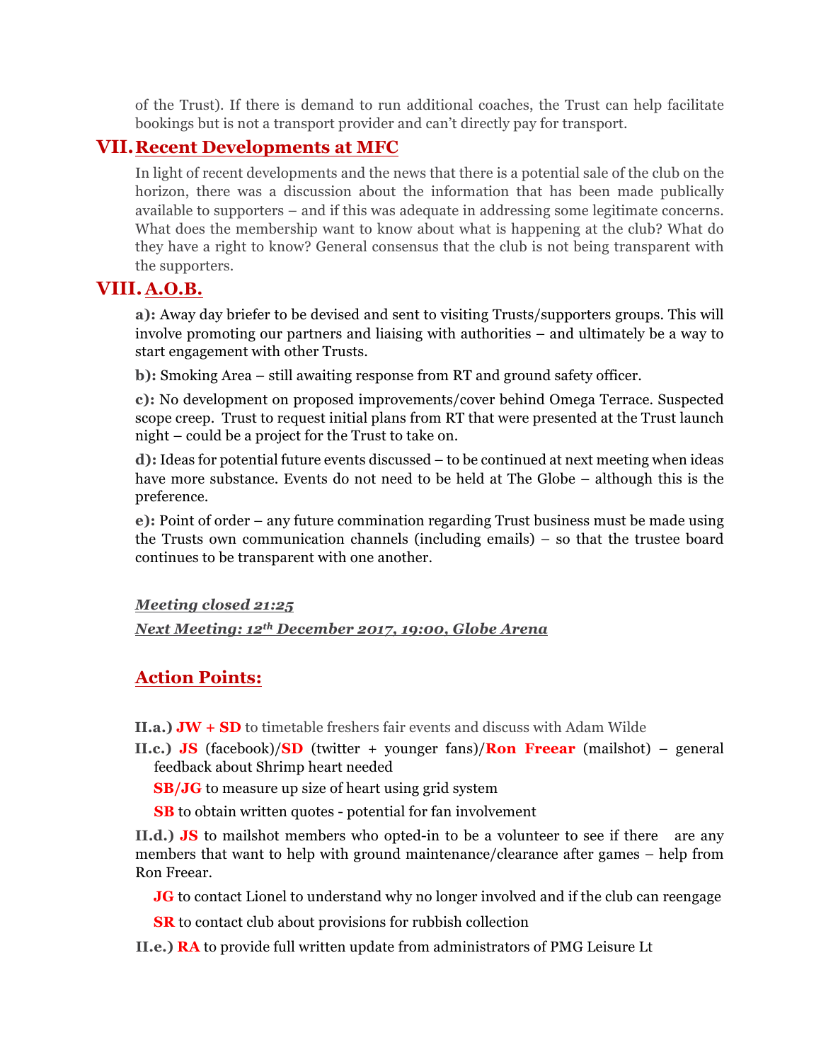of the Trust). If there is demand to run additional coaches, the Trust can help facilitate bookings but is not a transport provider and can't directly pay for transport.

## VII. Recent Developments at MFC

In light of recent developments and the news that there is a potential sale of the club on the horizon, there was a discussion about the information that has been made publically available to supporters – and if this was adequate in addressing some legitimate concerns. What does the membership want to know about what is happening at the club? What do they have a right to know? General consensus that the club is not being transparent with the supporters.

## VIII. A.O.B.

**a):** Away day briefer to be devised and sent to visiting Trusts/supporters groups. This will involve promoting our partners and liaising with authorities – and ultimately be a way to start engagement with other Trusts.

**b):** Smoking Area – still awaiting response from RT and ground safety officer.

**c):** No development on proposed improvements/cover behind Omega Terrace. Suspected scope creep. Trust to request initial plans from RT that were presented at the Trust launch night – could be a project for the Trust to take on.

**d):** Ideas for potential future events discussed – to be continued at next meeting when ideas have more substance. Events do not need to be held at The Globe – although this is the preference.

**e):** Point of order – any future commination regarding Trust business must be made using the Trusts own communication channels (including emails) – so that the trustee board continues to be transparent with one another.

***Meeting closed 21:25***

***Next Meeting: 12th December 2017, 19:00, Globe Arena***

## Action Points:

**II.a.)** **JW + SD** to timetable freshers fair events and discuss with Adam Wilde

**II.c.)** **JS** (facebook)/**SD** (twitter + younger fans)/**Ron Freear** (mailshot) – general feedback about Shrimp heart needed

**SB/JG** to measure up size of heart using grid system

**SB** to obtain written quotes - potential for fan involvement

**II.d.)** **JS** to mailshot members who opted-in to be a volunteer to see if there are any members that want to help with ground maintenance/clearance after games – help from Ron Freear.

**JG** to contact Lionel to understand why no longer involved and if the club can reengage

**SR** to contact club about provisions for rubbish collection

**II.e.)** **RA** to provide full written update from administrators of PMG Leisure Lt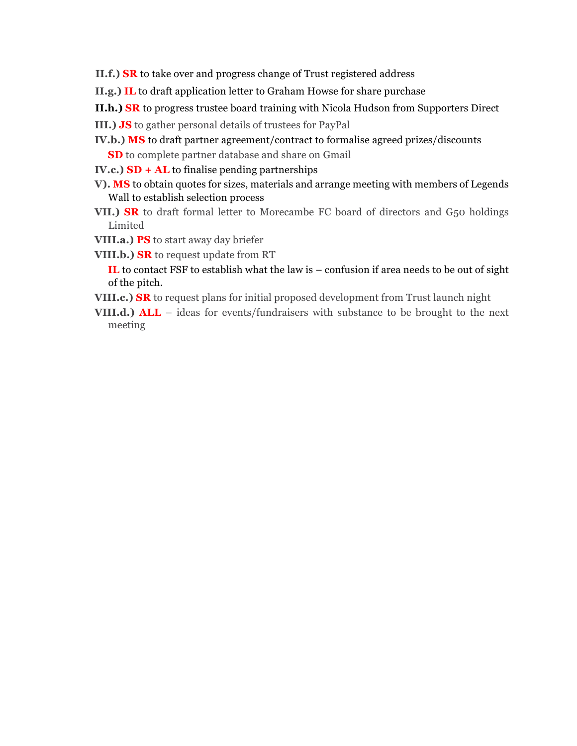**II.f.)** **SR** to take over and progress change of Trust registered address

**II.g.)** **IL** to draft application letter to Graham Howse for share purchase

**II.h.)** **SR** to progress trustee board training with Nicola Hudson from Supporters Direct

**III.)** **JS** to gather personal details of trustees for PayPal

**IV.b.)** **MS** to draft partner agreement/contract to formalise agreed prizes/discounts

**SD** to complete partner database and share on Gmail

**IV.c.)** **SD + AL** to finalise pending partnerships

**V).** **MS** to obtain quotes for sizes, materials and arrange meeting with members of Legends Wall to establish selection process

**VII.)** **SR** to draft formal letter to Morecambe FC board of directors and G50 holdings Limited

**VIII.a.)** **PS** to start away day briefer

**VIII.b.)** **SR** to request update from RT

**IL** to contact FSF to establish what the law is – confusion if area needs to be out of sight of the pitch.

**VIII.c.)** **SR** to request plans for initial proposed development from Trust launch night

**VIII.d.)** **ALL** – ideas for events/fundraisers with substance to be brought to the next meeting